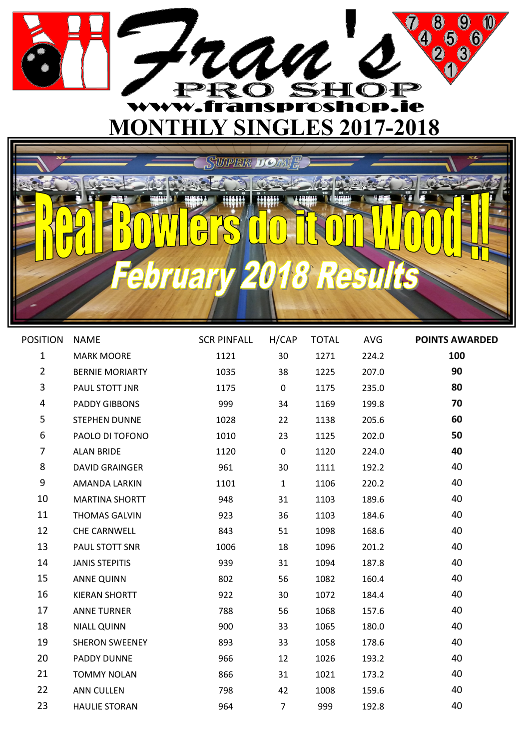# Fran's PRO SHOP

www.fransproshop.ie

## MONTHLY SINGLES 2017-2018

## Real Bowlers do it on Wood !!

### February 2018 Results

| POSITION | NAME | SCR PINFALL | H/CAP | TOTAL | AVG | POINTS AWARDED |
|---|---|---|---|---|---|---|
| 1 | MARK MOORE | 1121 | 30 | 1271 | 224.2 | **100** |
| 2 | BERNIE MORIARTY | 1035 | 38 | 1225 | 207.0 | **90** |
| 3 | PAUL STOTT JNR | 1175 | 0 | 1175 | 235.0 | **80** |
| 4 | PADDY GIBBONS | 999 | 34 | 1169 | 199.8 | **70** |
| 5 | STEPHEN DUNNE | 1028 | 22 | 1138 | 205.6 | **60** |
| 6 | PAOLO DI TOFONO | 1010 | 23 | 1125 | 202.0 | **50** |
| 7 | ALAN BRIDE | 1120 | 0 | 1120 | 224.0 | **40** |
| 8 | DAVID GRAINGER | 961 | 30 | 1111 | 192.2 | 40 |
| 9 | AMANDA LARKIN | 1101 | 1 | 1106 | 220.2 | 40 |
| 10 | MARTINA SHORTT | 948 | 31 | 1103 | 189.6 | 40 |
| 11 | THOMAS GALVIN | 923 | 36 | 1103 | 184.6 | 40 |
| 12 | CHE CARNWELL | 843 | 51 | 1098 | 168.6 | 40 |
| 13 | PAUL STOTT SNR | 1006 | 18 | 1096 | 201.2 | 40 |
| 14 | JANIS STEPITIS | 939 | 31 | 1094 | 187.8 | 40 |
| 15 | ANNE QUINN | 802 | 56 | 1082 | 160.4 | 40 |
| 16 | KIERAN SHORTT | 922 | 30 | 1072 | 184.4 | 40 |
| 17 | ANNE TURNER | 788 | 56 | 1068 | 157.6 | 40 |
| 18 | NIALL QUINN | 900 | 33 | 1065 | 180.0 | 40 |
| 19 | SHERON SWEENEY | 893 | 33 | 1058 | 178.6 | 40 |
| 20 | PADDY DUNNE | 966 | 12 | 1026 | 193.2 | 40 |
| 21 | TOMMY NOLAN | 866 | 31 | 1021 | 173.2 | 40 |
| 22 | ANN CULLEN | 798 | 42 | 1008 | 159.6 | 40 |
| 23 | HAULIE STORAN | 964 | 7 | 999 | 192.8 | 40 |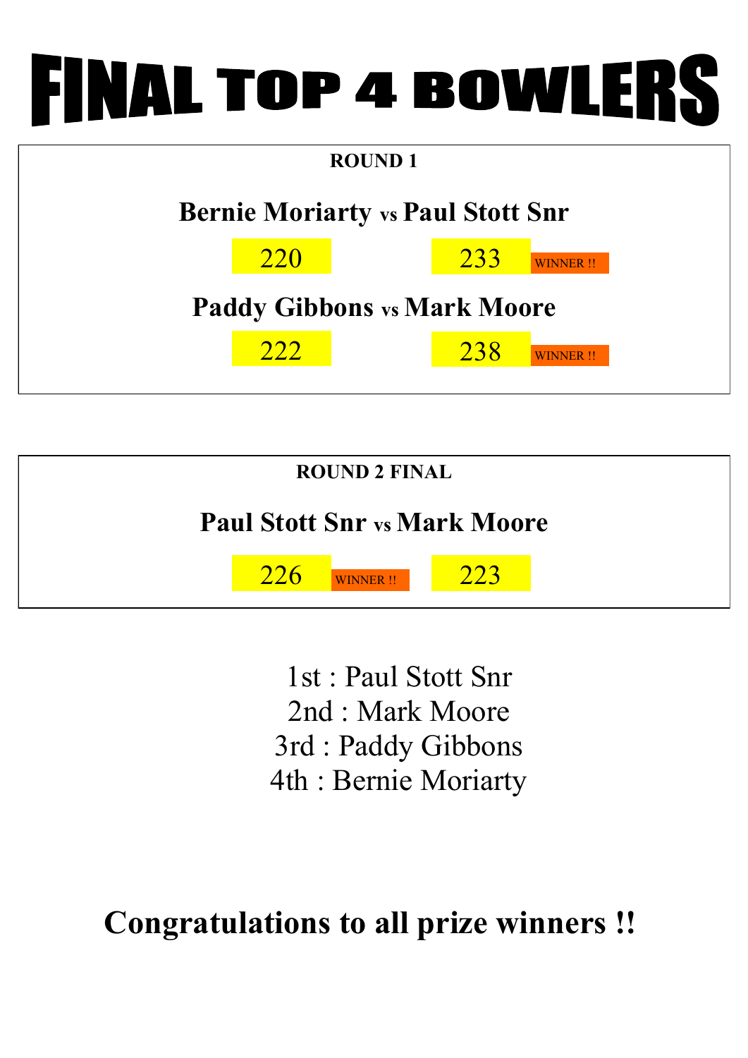# FINAL TOP 4 BOWLERS

**ROUND 1**

**Bernie Moriarty vs Paul Stott Snr**

| Bernie Moriarty | Paul Stott Snr | |
|---|---|---|
| 220 | 233 | WINNER !! |

**Paddy Gibbons vs Mark Moore**

| Paddy Gibbons | Mark Moore | |
|---|---|---|
| 222 | 238 | WINNER !! |

**ROUND 2 FINAL**

**Paul Stott Snr vs Mark Moore**

| Paul Stott Snr | | Mark Moore |
|---|---|---|
| 226 | WINNER !! | 223 |

1st : Paul Stott Snr
2nd : Mark Moore
3rd : Paddy Gibbons
4th : Bernie Moriarty

**Congratulations to all prize winners !!**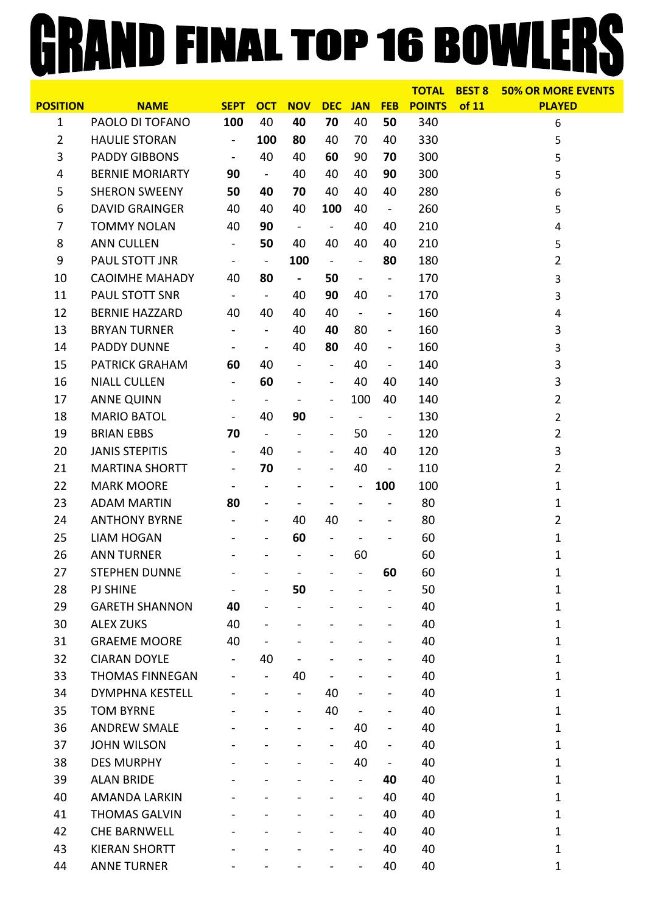# GRAND FINAL TOP 16 BOWLERS

| POSITION | NAME | SEPT | OCT | NOV | DEC | JAN | FEB | TOTAL POINTS | BEST 8 of 11 | 50% OR MORE EVENTS PLAYED |
|---|---|---|---|---|---|---|---|---|---|---|
| 1 | PAOLO DI TOFANO | **100** | 40 | **40** | **70** | 40 | **50** | 340 | | 6 |
| 2 | HAULIE STORAN | - | **100** | **80** | 40 | 70 | 40 | 330 | | 5 |
| 3 | PADDY GIBBONS | - | 40 | 40 | **60** | 90 | **70** | 300 | | 5 |
| 4 | BERNIE MORIARTY | **90** | - | 40 | 40 | 40 | **90** | 300 | | 5 |
| 5 | SHERON SWEENY | **50** | **40** | **70** | 40 | 40 | 40 | 280 | | 6 |
| 6 | DAVID GRAINGER | 40 | 40 | 40 | **100** | 40 | - | 260 | | 5 |
| 7 | TOMMY NOLAN | 40 | **90** | - | - | 40 | 40 | 210 | | 4 |
| 8 | ANN CULLEN | - | **50** | 40 | 40 | 40 | 40 | 210 | | 5 |
| 9 | PAUL STOTT JNR | - | - | **100** | - | - | **80** | 180 | | 2 |
| 10 | CAOIMHE MAHADY | 40 | **80** | **-** | **50** | - | - | 170 | | 3 |
| 11 | PAUL STOTT SNR | - | - | 40 | **90** | 40 | - | 170 | | 3 |
| 12 | BERNIE HAZZARD | 40 | 40 | 40 | 40 | - | - | 160 | | 4 |
| 13 | BRYAN TURNER | - | - | 40 | **40** | 80 | - | 160 | | 3 |
| 14 | PADDY DUNNE | - | - | 40 | **80** | 40 | - | 160 | | 3 |
| 15 | PATRICK GRAHAM | **60** | 40 | - | - | 40 | - | 140 | | 3 |
| 16 | NIALL CULLEN | - | **60** | - | - | 40 | 40 | 140 | | 3 |
| 17 | ANNE QUINN | - | - | - | - | 100 | 40 | 140 | | 2 |
| 18 | MARIO BATOL | - | 40 | **90** | - | - | - | 130 | | 2 |
| 19 | BRIAN EBBS | **70** | - | - | - | 50 | - | 120 | | 2 |
| 20 | JANIS STEPITIS | - | 40 | - | - | 40 | 40 | 120 | | 3 |
| 21 | MARTINA SHORTT | - | **70** | - | - | 40 | - | 110 | | 2 |
| 22 | MARK MOORE | - | - | - | - | - | **100** | 100 | | 1 |
| 23 | ADAM MARTIN | **80** | - | - | - | - | - | 80 | | 1 |
| 24 | ANTHONY BYRNE | - | - | 40 | 40 | - | - | 80 | | 2 |
| 25 | LIAM HOGAN | - | - | **60** | - | - | - | 60 | | 1 |
| 26 | ANN TURNER | - | - | - | - | 60 | | 60 | | 1 |
| 27 | STEPHEN DUNNE | - | - | - | - | - | **60** | 60 | | 1 |
| 28 | PJ SHINE | - | - | **50** | - | - | - | 50 | | 1 |
| 29 | GARETH SHANNON | **40** | - | - | - | - | - | 40 | | 1 |
| 30 | ALEX ZUKS | 40 | - | - | - | - | - | 40 | | 1 |
| 31 | GRAEME MOORE | 40 | - | - | - | - | - | 40 | | 1 |
| 32 | CIARAN DOYLE | - | 40 | - | - | - | - | 40 | | 1 |
| 33 | THOMAS FINNEGAN | - | - | 40 | - | - | - | 40 | | 1 |
| 34 | DYMPHNA KESTELL | - | - | - | 40 | - | - | 40 | | 1 |
| 35 | TOM BYRNE | - | - | - | 40 | - | - | 40 | | 1 |
| 36 | ANDREW SMALE | - | - | - | - | 40 | - | 40 | | 1 |
| 37 | JOHN WILSON | - | - | - | - | 40 | - | 40 | | 1 |
| 38 | DES MURPHY | - | - | - | - | 40 | - | 40 | | 1 |
| 39 | ALAN BRIDE | - | - | - | - | - | **40** | 40 | | 1 |
| 40 | AMANDA LARKIN | - | - | - | - | - | 40 | 40 | | 1 |
| 41 | THOMAS GALVIN | - | - | - | - | - | 40 | 40 | | 1 |
| 42 | CHE BARNWELL | - | - | - | - | - | 40 | 40 | | 1 |
| 43 | KIERAN SHORTT | - | - | - | - | - | 40 | 40 | | 1 |
| 44 | ANNE TURNER | - | - | - | - | - | 40 | 40 | | 1 |